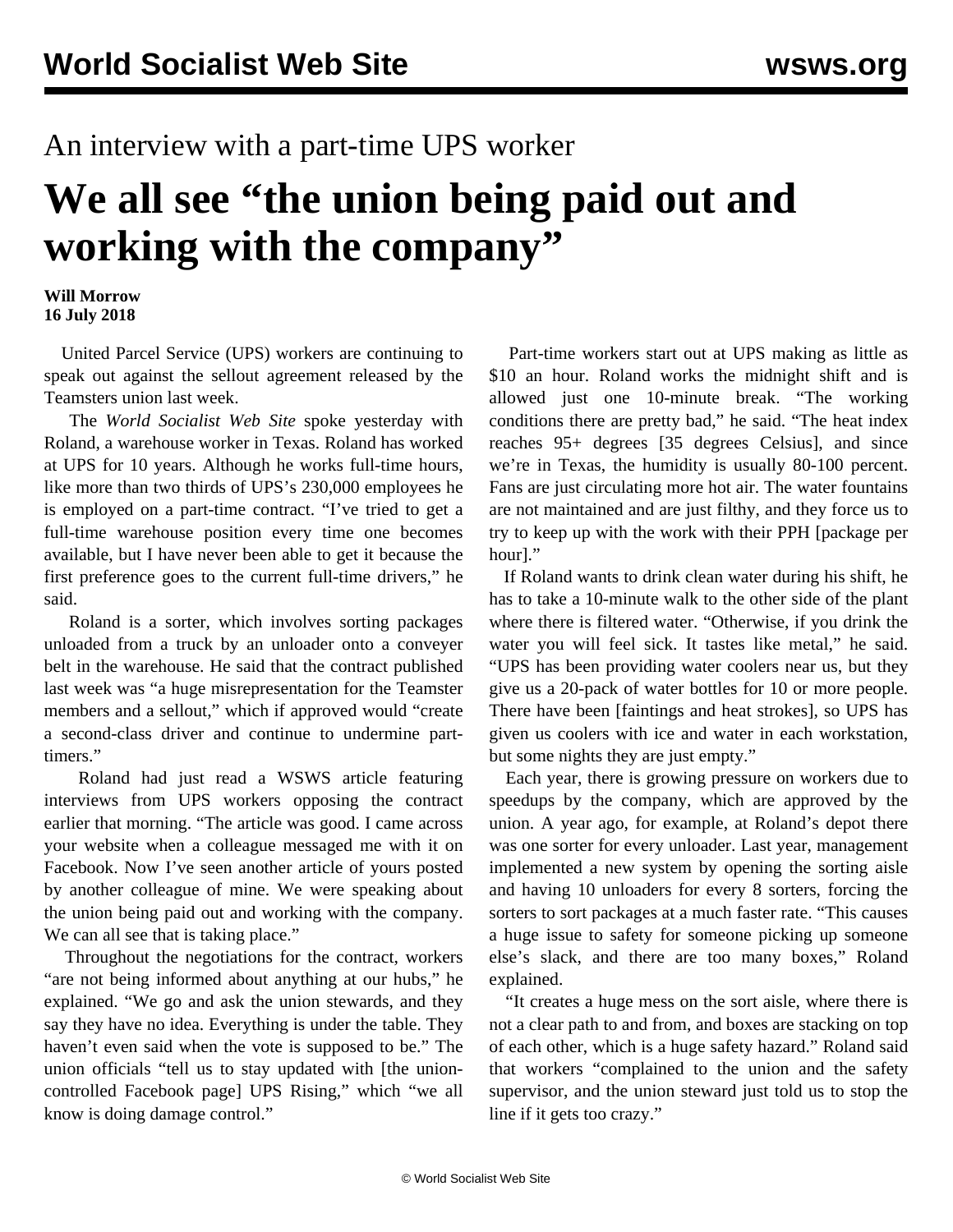## An interview with a part-time UPS worker

# We all see "the union being paid out and working with the company"

**Will Morrow**
**16 July 2018**

United Parcel Service (UPS) workers are continuing to speak out against the sellout agreement released by the Teamsters union last week.

The *World Socialist Web Site* spoke yesterday with Roland, a warehouse worker in Texas. Roland has worked at UPS for 10 years. Although he works full-time hours, like more than two thirds of UPS's 230,000 employees he is employed on a part-time contract. "I've tried to get a full-time warehouse position every time one becomes available, but I have never been able to get it because the first preference goes to the current full-time drivers," he said.

Roland is a sorter, which involves sorting packages unloaded from a truck by an unloader onto a conveyer belt in the warehouse. He said that the contract published last week was "a huge misrepresentation for the Teamster members and a sellout," which if approved would "create a second-class driver and continue to undermine part-timers."

Roland had just read a WSWS article featuring interviews from UPS workers opposing the contract earlier that morning. "The article was good. I came across your website when a colleague messaged me with it on Facebook. Now I've seen another article of yours posted by another colleague of mine. We were speaking about the union being paid out and working with the company. We can all see that is taking place."

Throughout the negotiations for the contract, workers "are not being informed about anything at our hubs," he explained. "We go and ask the union stewards, and they say they have no idea. Everything is under the table. They haven't even said when the vote is supposed to be." The union officials "tell us to stay updated with [the union-controlled Facebook page] UPS Rising," which "we all know is doing damage control."

Part-time workers start out at UPS making as little as $10 an hour. Roland works the midnight shift and is allowed just one 10-minute break. "The working conditions there are pretty bad," he said. "The heat index reaches 95+ degrees [35 degrees Celsius], and since we're in Texas, the humidity is usually 80-100 percent. Fans are just circulating more hot air. The water fountains are not maintained and are just filthy, and they force us to try to keep up with the work with their PPH [package per hour]."

If Roland wants to drink clean water during his shift, he has to take a 10-minute walk to the other side of the plant where there is filtered water. "Otherwise, if you drink the water you will feel sick. It tastes like metal," he said. "UPS has been providing water coolers near us, but they give us a 20-pack of water bottles for 10 or more people. There have been [faintings and heat strokes], so UPS has given us coolers with ice and water in each workstation, but some nights they are just empty."

Each year, there is growing pressure on workers due to speedups by the company, which are approved by the union. A year ago, for example, at Roland's depot there was one sorter for every unloader. Last year, management implemented a new system by opening the sorting aisle and having 10 unloaders for every 8 sorters, forcing the sorters to sort packages at a much faster rate. "This causes a huge issue to safety for someone picking up someone else's slack, and there are too many boxes," Roland explained.

"It creates a huge mess on the sort aisle, where there is not a clear path to and from, and boxes are stacking on top of each other, which is a huge safety hazard." Roland said that workers "complained to the union and the safety supervisor, and the union steward just told us to stop the line if it gets too crazy."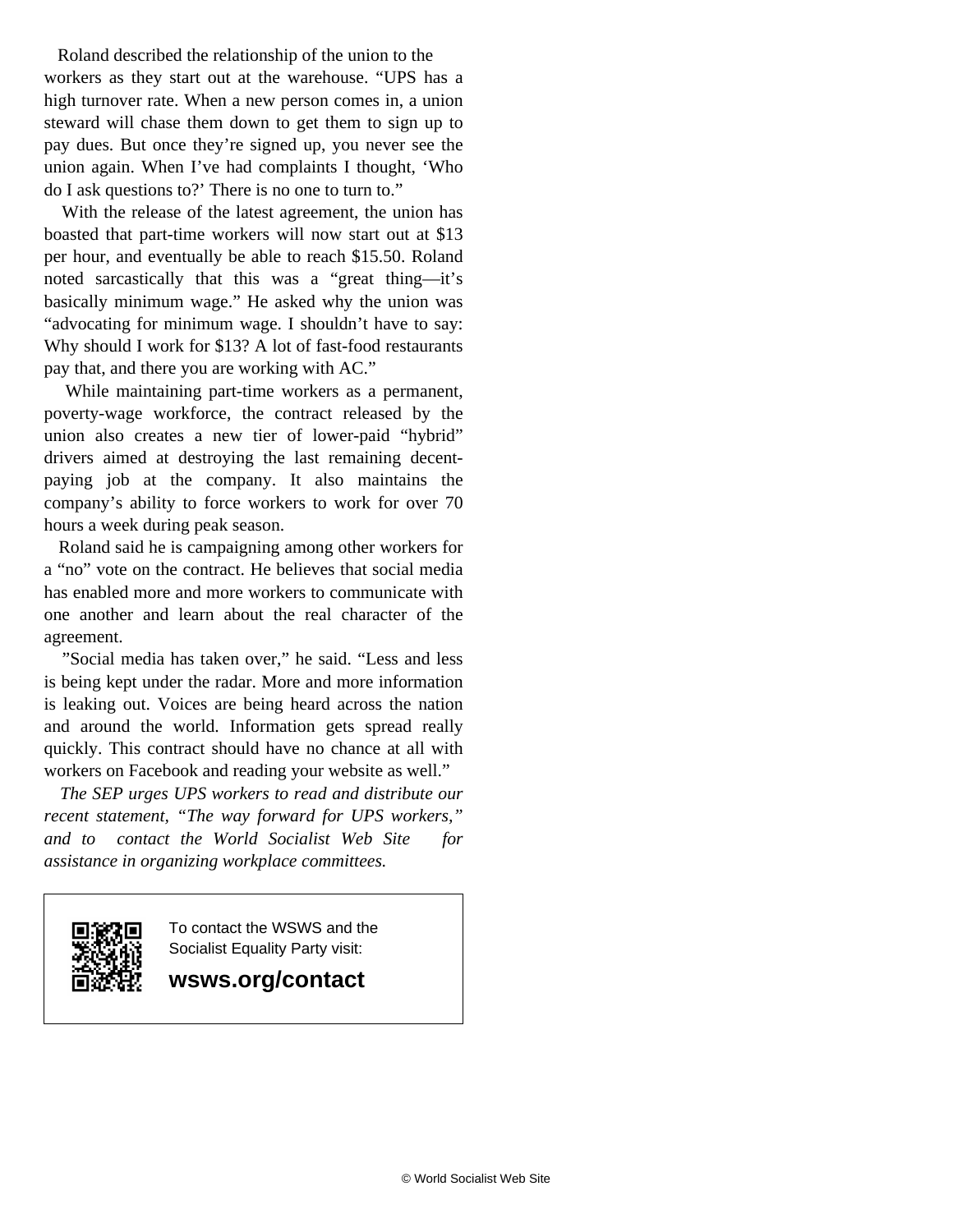Roland described the relationship of the union to the workers as they start out at the warehouse. “UPS has a high turnover rate. When a new person comes in, a union steward will chase them down to get them to sign up to pay dues. But once they’re signed up, you never see the union again. When I’ve had complaints I thought, ‘Who do I ask questions to?’ There is no one to turn to.”

With the release of the latest agreement, the union has boasted that part-time workers will now start out at $13 per hour, and eventually be able to reach $15.50. Roland noted sarcastically that this was a “great thing—it’s basically minimum wage.” He asked why the union was “advocating for minimum wage. I shouldn’t have to say: Why should I work for $13? A lot of fast-food restaurants pay that, and there you are working with AC.”

While maintaining part-time workers as a permanent, poverty-wage workforce, the contract released by the union also creates a new tier of lower-paid “hybrid” drivers aimed at destroying the last remaining decent-paying job at the company. It also maintains the company’s ability to force workers to work for over 70 hours a week during peak season.

Roland said he is campaigning among other workers for a “no” vote on the contract. He believes that social media has enabled more and more workers to communicate with one another and learn about the real character of the agreement.

”Social media has taken over,” he said. “Less and less is being kept under the radar. More and more information is leaking out. Voices are being heard across the nation and around the world. Information gets spread really quickly. This contract should have no chance at all with workers on Facebook and reading your website as well.”

*The SEP urges UPS workers to read and distribute our recent statement, “The way forward for UPS workers,” and to contact the World Socialist Web Site for assistance in organizing workplace committees.*

To contact the WSWS and the Socialist Equality Party visit:

**wsws.org/contact**